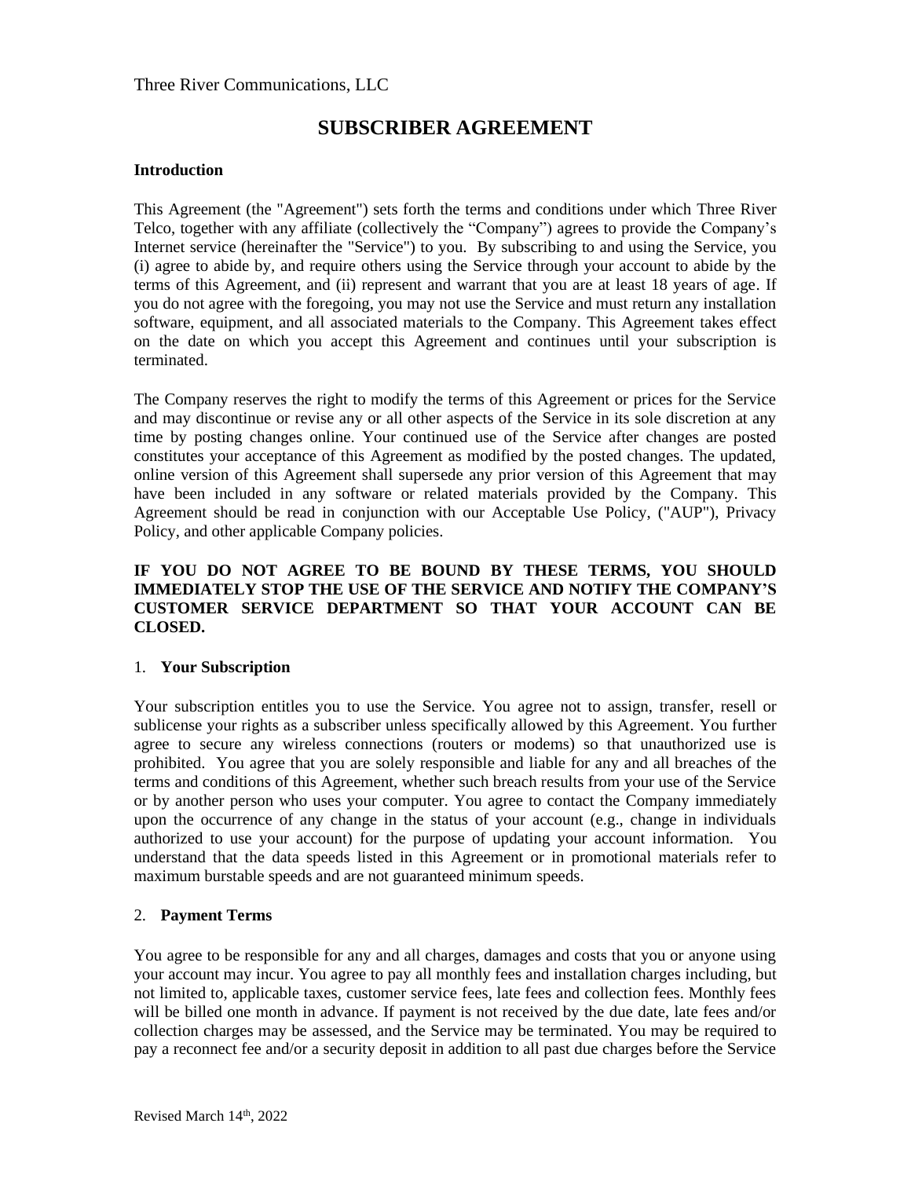Three River Communications, LLC

# SUBSCRIBER AGREEMENT

**Introduction**

This Agreement (the "Agreement") sets forth the terms and conditions under which Three River Telco, together with any affiliate (collectively the "Company") agrees to provide the Company's Internet service (hereinafter the "Service") to you. By subscribing to and using the Service, you (i) agree to abide by, and require others using the Service through your account to abide by the terms of this Agreement, and (ii) represent and warrant that you are at least 18 years of age. If you do not agree with the foregoing, you may not use the Service and must return any installation software, equipment, and all associated materials to the Company. This Agreement takes effect on the date on which you accept this Agreement and continues until your subscription is terminated.

The Company reserves the right to modify the terms of this Agreement or prices for the Service and may discontinue or revise any or all other aspects of the Service in its sole discretion at any time by posting changes online. Your continued use of the Service after changes are posted constitutes your acceptance of this Agreement as modified by the posted changes. The updated, online version of this Agreement shall supersede any prior version of this Agreement that may have been included in any software or related materials provided by the Company. This Agreement should be read in conjunction with our Acceptable Use Policy, ("AUP"), Privacy Policy, and other applicable Company policies.

**IF YOU DO NOT AGREE TO BE BOUND BY THESE TERMS, YOU SHOULD IMMEDIATELY STOP THE USE OF THE SERVICE AND NOTIFY THE COMPANY'S CUSTOMER SERVICE DEPARTMENT SO THAT YOUR ACCOUNT CAN BE CLOSED.**

1. **Your Subscription**

Your subscription entitles you to use the Service. You agree not to assign, transfer, resell or sublicense your rights as a subscriber unless specifically allowed by this Agreement. You further agree to secure any wireless connections (routers or modems) so that unauthorized use is prohibited. You agree that you are solely responsible and liable for any and all breaches of the terms and conditions of this Agreement, whether such breach results from your use of the Service or by another person who uses your computer. You agree to contact the Company immediately upon the occurrence of any change in the status of your account (e.g., change in individuals authorized to use your account) for the purpose of updating your account information. You understand that the data speeds listed in this Agreement or in promotional materials refer to maximum burstable speeds and are not guaranteed minimum speeds.

2. **Payment Terms**

You agree to be responsible for any and all charges, damages and costs that you or anyone using your account may incur. You agree to pay all monthly fees and installation charges including, but not limited to, applicable taxes, customer service fees, late fees and collection fees. Monthly fees will be billed one month in advance. If payment is not received by the due date, late fees and/or collection charges may be assessed, and the Service may be terminated. You may be required to pay a reconnect fee and/or a security deposit in addition to all past due charges before the Service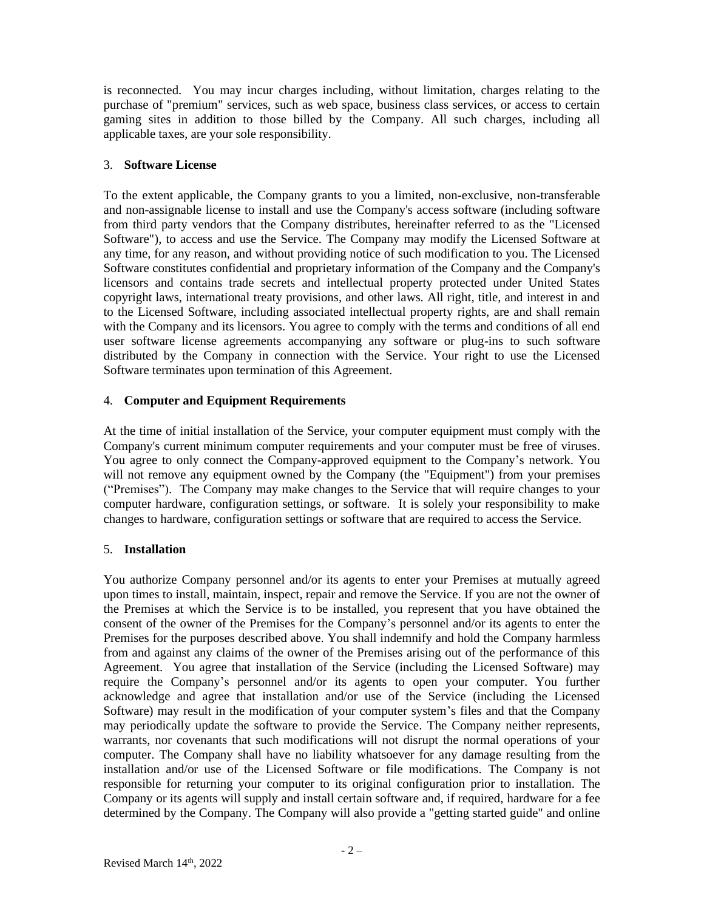is reconnected. You may incur charges including, without limitation, charges relating to the purchase of "premium" services, such as web space, business class services, or access to certain gaming sites in addition to those billed by the Company. All such charges, including all applicable taxes, are your sole responsibility.

3. **Software License**

To the extent applicable, the Company grants to you a limited, non-exclusive, non-transferable and non-assignable license to install and use the Company's access software (including software from third party vendors that the Company distributes, hereinafter referred to as the "Licensed Software"), to access and use the Service. The Company may modify the Licensed Software at any time, for any reason, and without providing notice of such modification to you. The Licensed Software constitutes confidential and proprietary information of the Company and the Company's licensors and contains trade secrets and intellectual property protected under United States copyright laws, international treaty provisions, and other laws. All right, title, and interest in and to the Licensed Software, including associated intellectual property rights, are and shall remain with the Company and its licensors. You agree to comply with the terms and conditions of all end user software license agreements accompanying any software or plug-ins to such software distributed by the Company in connection with the Service. Your right to use the Licensed Software terminates upon termination of this Agreement.

4. **Computer and Equipment Requirements**

At the time of initial installation of the Service, your computer equipment must comply with the Company's current minimum computer requirements and your computer must be free of viruses. You agree to only connect the Company-approved equipment to the Company's network. You will not remove any equipment owned by the Company (the "Equipment") from your premises ("Premises"). The Company may make changes to the Service that will require changes to your computer hardware, configuration settings, or software. It is solely your responsibility to make changes to hardware, configuration settings or software that are required to access the Service.

5. **Installation**

You authorize Company personnel and/or its agents to enter your Premises at mutually agreed upon times to install, maintain, inspect, repair and remove the Service. If you are not the owner of the Premises at which the Service is to be installed, you represent that you have obtained the consent of the owner of the Premises for the Company's personnel and/or its agents to enter the Premises for the purposes described above. You shall indemnify and hold the Company harmless from and against any claims of the owner of the Premises arising out of the performance of this Agreement. You agree that installation of the Service (including the Licensed Software) may require the Company's personnel and/or its agents to open your computer. You further acknowledge and agree that installation and/or use of the Service (including the Licensed Software) may result in the modification of your computer system's files and that the Company may periodically update the software to provide the Service. The Company neither represents, warrants, nor covenants that such modifications will not disrupt the normal operations of your computer. The Company shall have no liability whatsoever for any damage resulting from the installation and/or use of the Licensed Software or file modifications. The Company is not responsible for returning your computer to its original configuration prior to installation. The Company or its agents will supply and install certain software and, if required, hardware for a fee determined by the Company. The Company will also provide a "getting started guide" and online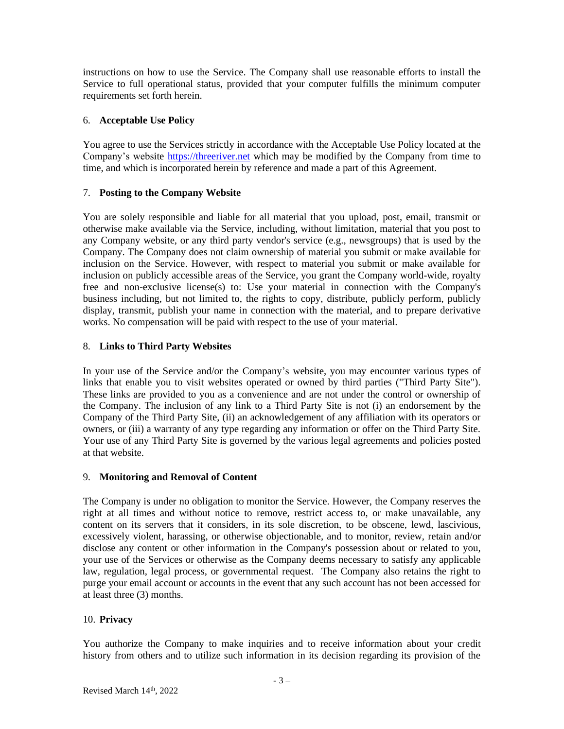instructions on how to use the Service. The Company shall use reasonable efforts to install the Service to full operational status, provided that your computer fulfills the minimum computer requirements set forth herein.

## 6. **Acceptable Use Policy**

You agree to use the Services strictly in accordance with the Acceptable Use Policy located at the Company's website [https://threeriver.net](https://threeriver.net) which may be modified by the Company from time to time, and which is incorporated herein by reference and made a part of this Agreement.

## 7. **Posting to the Company Website**

You are solely responsible and liable for all material that you upload, post, email, transmit or otherwise make available via the Service, including, without limitation, material that you post to any Company website, or any third party vendor's service (e.g., newsgroups) that is used by the Company. The Company does not claim ownership of material you submit or make available for inclusion on the Service. However, with respect to material you submit or make available for inclusion on publicly accessible areas of the Service, you grant the Company world-wide, royalty free and non-exclusive license(s) to: Use your material in connection with the Company's business including, but not limited to, the rights to copy, distribute, publicly perform, publicly display, transmit, publish your name in connection with the material, and to prepare derivative works. No compensation will be paid with respect to the use of your material.

## 8. **Links to Third Party Websites**

In your use of the Service and/or the Company's website, you may encounter various types of links that enable you to visit websites operated or owned by third parties ("Third Party Site"). These links are provided to you as a convenience and are not under the control or ownership of the Company. The inclusion of any link to a Third Party Site is not (i) an endorsement by the Company of the Third Party Site, (ii) an acknowledgement of any affiliation with its operators or owners, or (iii) a warranty of any type regarding any information or offer on the Third Party Site. Your use of any Third Party Site is governed by the various legal agreements and policies posted at that website.

## 9. **Monitoring and Removal of Content**

The Company is under no obligation to monitor the Service. However, the Company reserves the right at all times and without notice to remove, restrict access to, or make unavailable, any content on its servers that it considers, in its sole discretion, to be obscene, lewd, lascivious, excessively violent, harassing, or otherwise objectionable, and to monitor, review, retain and/or disclose any content or other information in the Company's possession about or related to you, your use of the Services or otherwise as the Company deems necessary to satisfy any applicable law, regulation, legal process, or governmental request. The Company also retains the right to purge your email account or accounts in the event that any such account has not been accessed for at least three (3) months.

## 10. **Privacy**

You authorize the Company to make inquiries and to receive information about your credit history from others and to utilize such information in its decision regarding its provision of the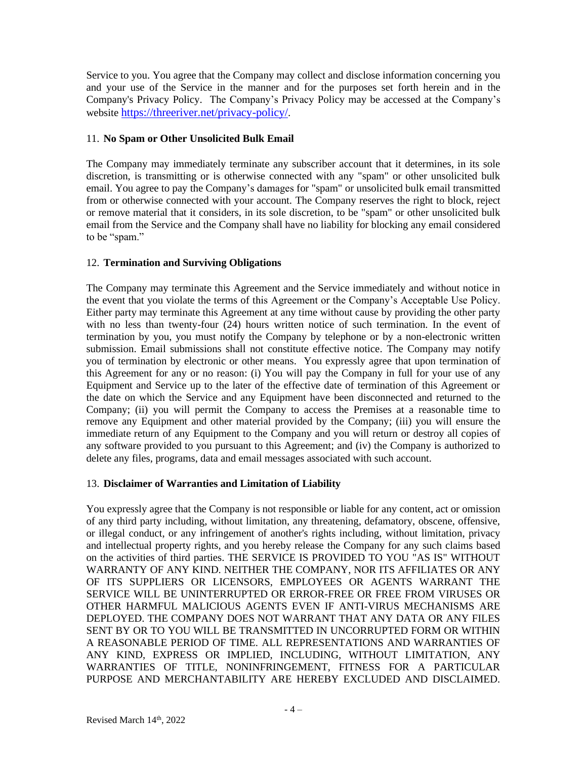Service to you. You agree that the Company may collect and disclose information concerning you and your use of the Service in the manner and for the purposes set forth herein and in the Company's Privacy Policy. The Company's Privacy Policy may be accessed at the Company's website https://threeriver.net/privacy-policy/.

11. **No Spam or Other Unsolicited Bulk Email**

The Company may immediately terminate any subscriber account that it determines, in its sole discretion, is transmitting or is otherwise connected with any "spam" or other unsolicited bulk email. You agree to pay the Company's damages for "spam" or unsolicited bulk email transmitted from or otherwise connected with your account. The Company reserves the right to block, reject or remove material that it considers, in its sole discretion, to be "spam" or other unsolicited bulk email from the Service and the Company shall have no liability for blocking any email considered to be "spam."

12. **Termination and Surviving Obligations**

The Company may terminate this Agreement and the Service immediately and without notice in the event that you violate the terms of this Agreement or the Company's Acceptable Use Policy. Either party may terminate this Agreement at any time without cause by providing the other party with no less than twenty-four (24) hours written notice of such termination. In the event of termination by you, you must notify the Company by telephone or by a non-electronic written submission. Email submissions shall not constitute effective notice. The Company may notify you of termination by electronic or other means. You expressly agree that upon termination of this Agreement for any or no reason: (i) You will pay the Company in full for your use of any Equipment and Service up to the later of the effective date of termination of this Agreement or the date on which the Service and any Equipment have been disconnected and returned to the Company; (ii) you will permit the Company to access the Premises at a reasonable time to remove any Equipment and other material provided by the Company; (iii) you will ensure the immediate return of any Equipment to the Company and you will return or destroy all copies of any software provided to you pursuant to this Agreement; and (iv) the Company is authorized to delete any files, programs, data and email messages associated with such account.

13. **Disclaimer of Warranties and Limitation of Liability**

You expressly agree that the Company is not responsible or liable for any content, act or omission of any third party including, without limitation, any threatening, defamatory, obscene, offensive, or illegal conduct, or any infringement of another's rights including, without limitation, privacy and intellectual property rights, and you hereby release the Company for any such claims based on the activities of third parties. THE SERVICE IS PROVIDED TO YOU "AS IS" WITHOUT WARRANTY OF ANY KIND. NEITHER THE COMPANY, NOR ITS AFFILIATES OR ANY OF ITS SUPPLIERS OR LICENSORS, EMPLOYEES OR AGENTS WARRANT THE SERVICE WILL BE UNINTERRUPTED OR ERROR-FREE OR FREE FROM VIRUSES OR OTHER HARMFUL MALICIOUS AGENTS EVEN IF ANTI-VIRUS MECHANISMS ARE DEPLOYED. THE COMPANY DOES NOT WARRANT THAT ANY DATA OR ANY FILES SENT BY OR TO YOU WILL BE TRANSMITTED IN UNCORRUPTED FORM OR WITHIN A REASONABLE PERIOD OF TIME. ALL REPRESENTATIONS AND WARRANTIES OF ANY KIND, EXPRESS OR IMPLIED, INCLUDING, WITHOUT LIMITATION, ANY WARRANTIES OF TITLE, NONINFRINGEMENT, FITNESS FOR A PARTICULAR PURPOSE AND MERCHANTABILITY ARE HEREBY EXCLUDED AND DISCLAIMED.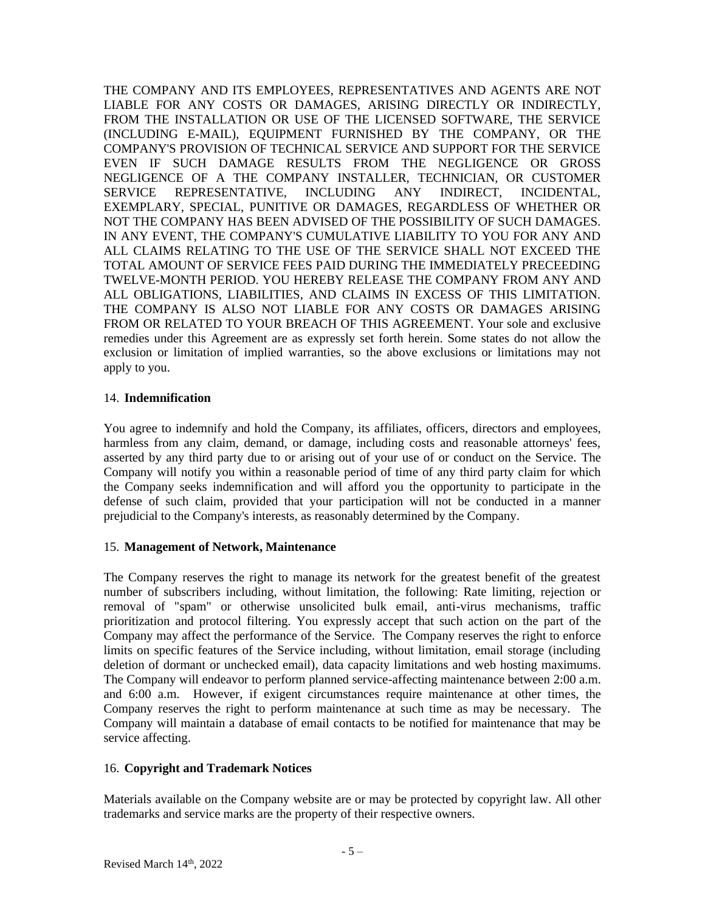THE COMPANY AND ITS EMPLOYEES, REPRESENTATIVES AND AGENTS ARE NOT LIABLE FOR ANY COSTS OR DAMAGES, ARISING DIRECTLY OR INDIRECTLY, FROM THE INSTALLATION OR USE OF THE LICENSED SOFTWARE, THE SERVICE (INCLUDING E-MAIL), EQUIPMENT FURNISHED BY THE COMPANY, OR THE COMPANY'S PROVISION OF TECHNICAL SERVICE AND SUPPORT FOR THE SERVICE EVEN IF SUCH DAMAGE RESULTS FROM THE NEGLIGENCE OR GROSS NEGLIGENCE OF A THE COMPANY INSTALLER, TECHNICIAN, OR CUSTOMER SERVICE REPRESENTATIVE, INCLUDING ANY INDIRECT, INCIDENTAL, EXEMPLARY, SPECIAL, PUNITIVE OR DAMAGES, REGARDLESS OF WHETHER OR NOT THE COMPANY HAS BEEN ADVISED OF THE POSSIBILITY OF SUCH DAMAGES. IN ANY EVENT, THE COMPANY'S CUMULATIVE LIABILITY TO YOU FOR ANY AND ALL CLAIMS RELATING TO THE USE OF THE SERVICE SHALL NOT EXCEED THE TOTAL AMOUNT OF SERVICE FEES PAID DURING THE IMMEDIATELY PRECEEDING TWELVE-MONTH PERIOD. YOU HEREBY RELEASE THE COMPANY FROM ANY AND ALL OBLIGATIONS, LIABILITIES, AND CLAIMS IN EXCESS OF THIS LIMITATION. THE COMPANY IS ALSO NOT LIABLE FOR ANY COSTS OR DAMAGES ARISING FROM OR RELATED TO YOUR BREACH OF THIS AGREEMENT. Your sole and exclusive remedies under this Agreement are as expressly set forth herein. Some states do not allow the exclusion or limitation of implied warranties, so the above exclusions or limitations may not apply to you.

## 14. **Indemnification**

You agree to indemnify and hold the Company, its affiliates, officers, directors and employees, harmless from any claim, demand, or damage, including costs and reasonable attorneys' fees, asserted by any third party due to or arising out of your use of or conduct on the Service. The Company will notify you within a reasonable period of time of any third party claim for which the Company seeks indemnification and will afford you the opportunity to participate in the defense of such claim, provided that your participation will not be conducted in a manner prejudicial to the Company's interests, as reasonably determined by the Company.

## 15. **Management of Network, Maintenance**

The Company reserves the right to manage its network for the greatest benefit of the greatest number of subscribers including, without limitation, the following: Rate limiting, rejection or removal of "spam" or otherwise unsolicited bulk email, anti-virus mechanisms, traffic prioritization and protocol filtering. You expressly accept that such action on the part of the Company may affect the performance of the Service. The Company reserves the right to enforce limits on specific features of the Service including, without limitation, email storage (including deletion of dormant or unchecked email), data capacity limitations and web hosting maximums. The Company will endeavor to perform planned service-affecting maintenance between 2:00 a.m. and 6:00 a.m. However, if exigent circumstances require maintenance at other times, the Company reserves the right to perform maintenance at such time as may be necessary. The Company will maintain a database of email contacts to be notified for maintenance that may be service affecting.

## 16. **Copyright and Trademark Notices**

Materials available on the Company website are or may be protected by copyright law. All other trademarks and service marks are the property of their respective owners.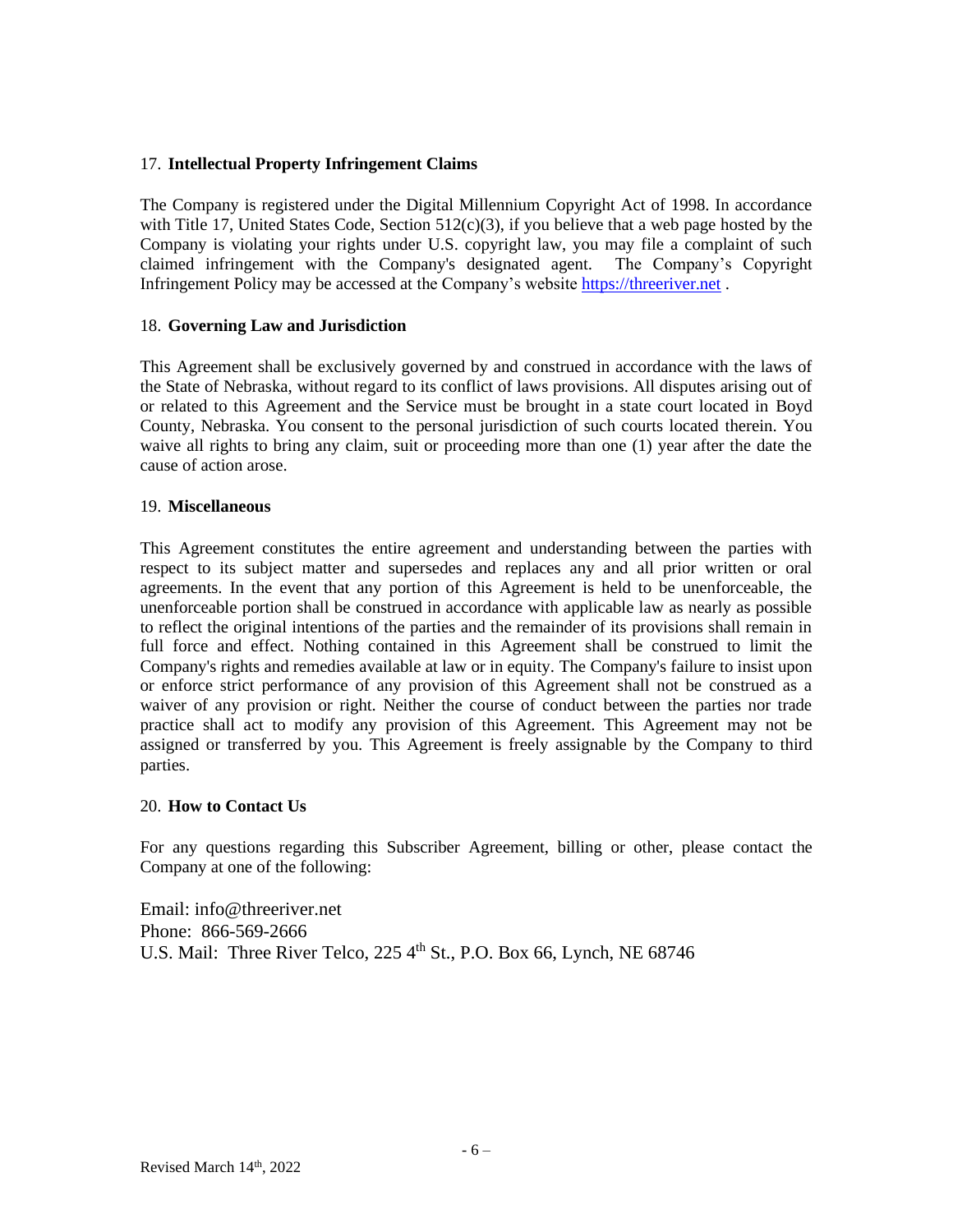## 17. **Intellectual Property Infringement Claims**

The Company is registered under the Digital Millennium Copyright Act of 1998. In accordance with Title 17, United States Code, Section 512(c)(3), if you believe that a web page hosted by the Company is violating your rights under U.S. copyright law, you may file a complaint of such claimed infringement with the Company's designated agent. The Company's Copyright Infringement Policy may be accessed at the Company's website https://threeriver.net .

## 18. **Governing Law and Jurisdiction**

This Agreement shall be exclusively governed by and construed in accordance with the laws of the State of Nebraska, without regard to its conflict of laws provisions. All disputes arising out of or related to this Agreement and the Service must be brought in a state court located in Boyd County, Nebraska. You consent to the personal jurisdiction of such courts located therein. You waive all rights to bring any claim, suit or proceeding more than one (1) year after the date the cause of action arose.

## 19. **Miscellaneous**

This Agreement constitutes the entire agreement and understanding between the parties with respect to its subject matter and supersedes and replaces any and all prior written or oral agreements. In the event that any portion of this Agreement is held to be unenforceable, the unenforceable portion shall be construed in accordance with applicable law as nearly as possible to reflect the original intentions of the parties and the remainder of its provisions shall remain in full force and effect. Nothing contained in this Agreement shall be construed to limit the Company's rights and remedies available at law or in equity. The Company's failure to insist upon or enforce strict performance of any provision of this Agreement shall not be construed as a waiver of any provision or right. Neither the course of conduct between the parties nor trade practice shall act to modify any provision of this Agreement. This Agreement may not be assigned or transferred by you. This Agreement is freely assignable by the Company to third parties.

## 20. **How to Contact Us**

For any questions regarding this Subscriber Agreement, billing or other, please contact the Company at one of the following:

Email: info@threeriver.net
Phone: 866-569-2666
U.S. Mail: Three River Telco, 225 4th St., P.O. Box 66, Lynch, NE 68746

Revised March 14th, 2022